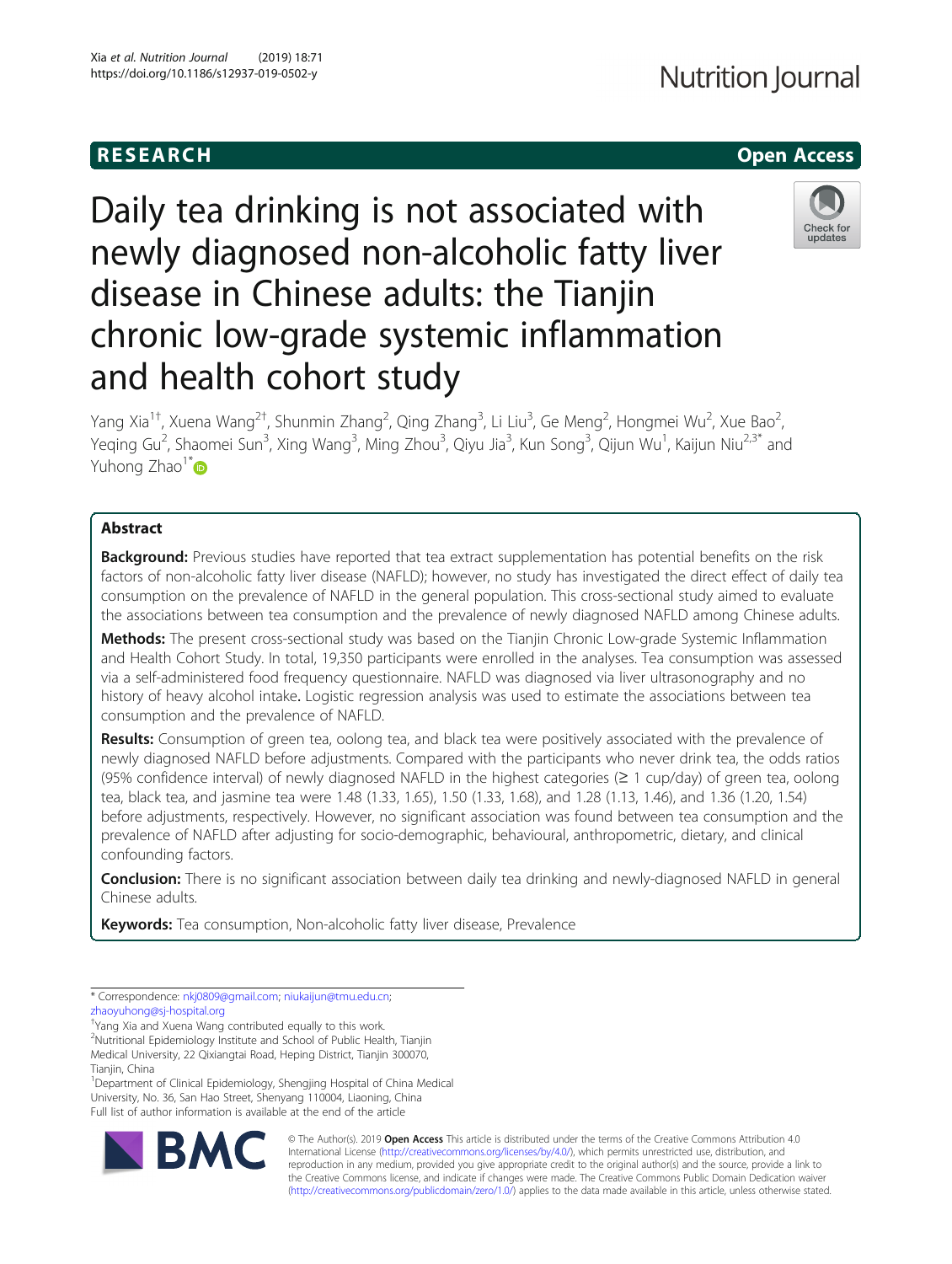RESEARCH

Open Access

# Daily tea drinking is not associated with newly diagnosed non-alcoholic fatty liver disease in Chinese adults: the Tianjin chronic low-grade systemic inflammation and health cohort study

Yang Xia[1†], Xuena Wang[2†], Shunmin Zhang[2], Qing Zhang[3], Li Liu[3], Ge Meng[2], Hongmei Wu[2], Xue Bao[2], Yeqing Gu[2], Shaomei Sun[3], Xing Wang[3], Ming Zhou[3], Qiyu Jia[3], Kun Song[3], Qijun Wu[1], Kaijun Niu[2,3*] and Yuhong Zhao[1*]

## Abstract

**Background:** Previous studies have reported that tea extract supplementation has potential benefits on the risk factors of non-alcoholic fatty liver disease (NAFLD); however, no study has investigated the direct effect of daily tea consumption on the prevalence of NAFLD in the general population. This cross-sectional study aimed to evaluate the associations between tea consumption and the prevalence of newly diagnosed NAFLD among Chinese adults.

**Methods:** The present cross-sectional study was based on the Tianjin Chronic Low-grade Systemic Inflammation and Health Cohort Study. In total, 19,350 participants were enrolled in the analyses. Tea consumption was assessed via a self-administered food frequency questionnaire. NAFLD was diagnosed via liver ultrasonography and no history of heavy alcohol intake. Logistic regression analysis was used to estimate the associations between tea consumption and the prevalence of NAFLD.

**Results:** Consumption of green tea, oolong tea, and black tea were positively associated with the prevalence of newly diagnosed NAFLD before adjustments. Compared with the participants who never drink tea, the odds ratios (95% confidence interval) of newly diagnosed NAFLD in the highest categories (≥ 1 cup/day) of green tea, oolong tea, black tea, and jasmine tea were 1.48 (1.33, 1.65), 1.50 (1.33, 1.68), and 1.28 (1.13, 1.46), and 1.36 (1.20, 1.54) before adjustments, respectively. However, no significant association was found between tea consumption and the prevalence of NAFLD after adjusting for socio-demographic, behavioural, anthropometric, dietary, and clinical confounding factors.

**Conclusion:** There is no significant association between daily tea drinking and newly-diagnosed NAFLD in general Chinese adults.

**Keywords:** Tea consumption, Non-alcoholic fatty liver disease, Prevalence

---

* Correspondence: nkj0809@gmail.com; niukaijun@tmu.edu.cn; zhaoyuhong@sj-hospital.org

†Yang Xia and Xuena Wang contributed equally to this work.

[2]Nutritional Epidemiology Institute and School of Public Health, Tianjin Medical University, 22 Qixiangtai Road, Heping District, Tianjin 300070, Tianjin, China

[1]Department of Clinical Epidemiology, Shengjing Hospital of China Medical University, No. 36, San Hao Street, Shenyang 110004, Liaoning, China

Full list of author information is available at the end of the article

© The Author(s). 2019 **Open Access** This article is distributed under the terms of the Creative Commons Attribution 4.0 International License (http://creativecommons.org/licenses/by/4.0/), which permits unrestricted use, distribution, and reproduction in any medium, provided you give appropriate credit to the original author(s) and the source, provide a link to the Creative Commons license, and indicate if changes were made. The Creative Commons Public Domain Dedication waiver (http://creativecommons.org/publicdomain/zero/1.0/) applies to the data made available in this article, unless otherwise stated.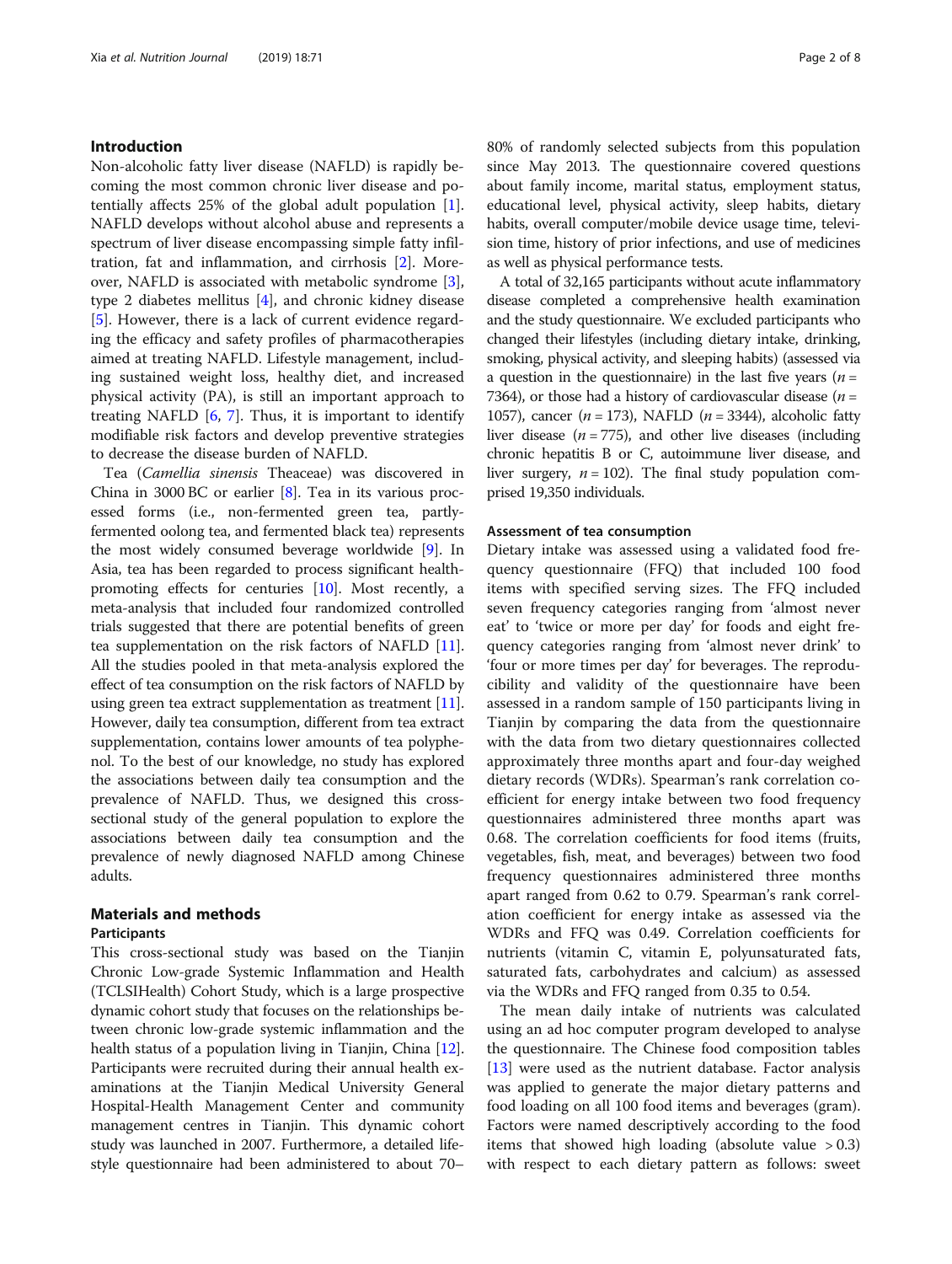## Introduction

Non-alcoholic fatty liver disease (NAFLD) is rapidly becoming the most common chronic liver disease and potentially affects 25% of the global adult population [1]. NAFLD develops without alcohol abuse and represents a spectrum of liver disease encompassing simple fatty infiltration, fat and inflammation, and cirrhosis [2]. Moreover, NAFLD is associated with metabolic syndrome [3], type 2 diabetes mellitus [4], and chronic kidney disease [5]. However, there is a lack of current evidence regarding the efficacy and safety profiles of pharmacotherapies aimed at treating NAFLD. Lifestyle management, including sustained weight loss, healthy diet, and increased physical activity (PA), is still an important approach to treating NAFLD [6, 7]. Thus, it is important to identify modifiable risk factors and develop preventive strategies to decrease the disease burden of NAFLD.

Tea (*Camellia sinensis* Theaceae) was discovered in China in 3000 BC or earlier [8]. Tea in its various processed forms (i.e., non-fermented green tea, partly-fermented oolong tea, and fermented black tea) represents the most widely consumed beverage worldwide [9]. In Asia, tea has been regarded to process significant health-promoting effects for centuries [10]. Most recently, a meta-analysis that included four randomized controlled trials suggested that there are potential benefits of green tea supplementation on the risk factors of NAFLD [11]. All the studies pooled in that meta-analysis explored the effect of tea consumption on the risk factors of NAFLD by using green tea extract supplementation as treatment [11]. However, daily tea consumption, different from tea extract supplementation, contains lower amounts of tea polyphenol. To the best of our knowledge, no study has explored the associations between daily tea consumption and the prevalence of NAFLD. Thus, we designed this cross-sectional study of the general population to explore the associations between daily tea consumption and the prevalence of newly diagnosed NAFLD among Chinese adults.

## Materials and methods

### Participants

This cross-sectional study was based on the Tianjin Chronic Low-grade Systemic Inflammation and Health (TCLSIHealth) Cohort Study, which is a large prospective dynamic cohort study that focuses on the relationships between chronic low-grade systemic inflammation and the health status of a population living in Tianjin, China [12]. Participants were recruited during their annual health examinations at the Tianjin Medical University General Hospital-Health Management Center and community management centres in Tianjin. This dynamic cohort study was launched in 2007. Furthermore, a detailed lifestyle questionnaire had been administered to about 70–80% of randomly selected subjects from this population since May 2013. The questionnaire covered questions about family income, marital status, employment status, educational level, physical activity, sleep habits, dietary habits, overall computer/mobile device usage time, television time, history of prior infections, and use of medicines as well as physical performance tests.

A total of 32,165 participants without acute inflammatory disease completed a comprehensive health examination and the study questionnaire. We excluded participants who changed their lifestyles (including dietary intake, drinking, smoking, physical activity, and sleeping habits) (assessed via a question in the questionnaire) in the last five years ($n$ = 7364), or those had a history of cardiovascular disease ($n$ = 1057), cancer ($n$ = 173), NAFLD ($n$ = 3344), alcoholic fatty liver disease ($n$ = 775), and other live diseases (including chronic hepatitis B or C, autoimmune liver disease, and liver surgery, $n$ = 102). The final study population comprised 19,350 individuals.

### Assessment of tea consumption

Dietary intake was assessed using a validated food frequency questionnaire (FFQ) that included 100 food items with specified serving sizes. The FFQ included seven frequency categories ranging from 'almost never eat' to 'twice or more per day' for foods and eight frequency categories ranging from 'almost never drink' to 'four or more times per day' for beverages. The reproducibility and validity of the questionnaire have been assessed in a random sample of 150 participants living in Tianjin by comparing the data from the questionnaire with the data from two dietary questionnaires collected approximately three months apart and four-day weighed dietary records (WDRs). Spearman's rank correlation coefficient for energy intake between two food frequency questionnaires administered three months apart was 0.68. The correlation coefficients for food items (fruits, vegetables, fish, meat, and beverages) between two food frequency questionnaires administered three months apart ranged from 0.62 to 0.79. Spearman's rank correlation coefficient for energy intake as assessed via the WDRs and FFQ was 0.49. Correlation coefficients for nutrients (vitamin C, vitamin E, polyunsaturated fats, saturated fats, carbohydrates and calcium) as assessed via the WDRs and FFQ ranged from 0.35 to 0.54.

The mean daily intake of nutrients was calculated using an ad hoc computer program developed to analyse the questionnaire. The Chinese food composition tables [13] were used as the nutrient database. Factor analysis was applied to generate the major dietary patterns and food loading on all 100 food items and beverages (gram). Factors were named descriptively according to the food items that showed high loading (absolute value > 0.3) with respect to each dietary pattern as follows: sweet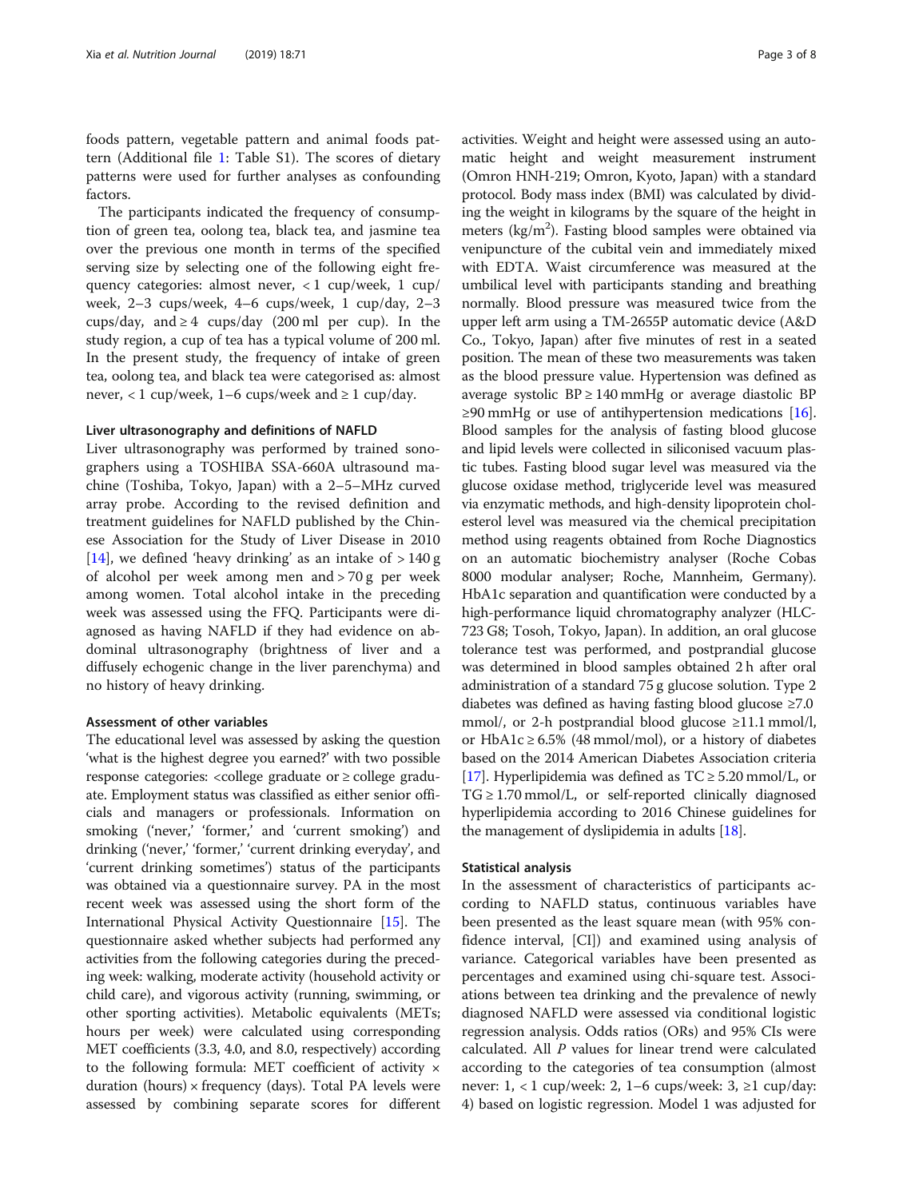foods pattern, vegetable pattern and animal foods pattern (Additional file 1: Table S1). The scores of dietary patterns were used for further analyses as confounding factors.

The participants indicated the frequency of consumption of green tea, oolong tea, black tea, and jasmine tea over the previous one month in terms of the specified serving size by selecting one of the following eight frequency categories: almost never, < 1 cup/week, 1 cup/week, 2–3 cups/week, 4–6 cups/week, 1 cup/day, 2–3 cups/day, and ≥ 4 cups/day (200 ml per cup). In the study region, a cup of tea has a typical volume of 200 ml. In the present study, the frequency of intake of green tea, oolong tea, and black tea were categorised as: almost never, < 1 cup/week, 1–6 cups/week and ≥ 1 cup/day.

### Liver ultrasonography and definitions of NAFLD

Liver ultrasonography was performed by trained sonographers using a TOSHIBA SSA-660A ultrasound machine (Toshiba, Tokyo, Japan) with a 2–5–MHz curved array probe. According to the revised definition and treatment guidelines for NAFLD published by the Chinese Association for the Study of Liver Disease in 2010 [14], we defined 'heavy drinking' as an intake of > 140 g of alcohol per week among men and > 70 g per week among women. Total alcohol intake in the preceding week was assessed using the FFQ. Participants were diagnosed as having NAFLD if they had evidence on abdominal ultrasonography (brightness of liver and a diffusely echogenic change in the liver parenchyma) and no history of heavy drinking.

### Assessment of other variables

The educational level was assessed by asking the question 'what is the highest degree you earned?' with two possible response categories: <college graduate or ≥ college graduate. Employment status was classified as either senior officials and managers or professionals. Information on smoking ('never,' 'former,' and 'current smoking') and drinking ('never,' 'former,' 'current drinking everyday', and 'current drinking sometimes') status of the participants was obtained via a questionnaire survey. PA in the most recent week was assessed using the short form of the International Physical Activity Questionnaire [15]. The questionnaire asked whether subjects had performed any activities from the following categories during the preceding week: walking, moderate activity (household activity or child care), and vigorous activity (running, swimming, or other sporting activities). Metabolic equivalents (METs; hours per week) were calculated using corresponding MET coefficients (3.3, 4.0, and 8.0, respectively) according to the following formula: MET coefficient of activity × duration (hours) × frequency (days). Total PA levels were assessed by combining separate scores for different activities. Weight and height were assessed using an automatic height and weight measurement instrument (Omron HNH-219; Omron, Kyoto, Japan) with a standard protocol. Body mass index (BMI) was calculated by dividing the weight in kilograms by the square of the height in meters (kg/m$^2$). Fasting blood samples were obtained via venipuncture of the cubital vein and immediately mixed with EDTA. Waist circumference was measured at the umbilical level with participants standing and breathing normally. Blood pressure was measured twice from the upper left arm using a TM-2655P automatic device (A&D Co., Tokyo, Japan) after five minutes of rest in a seated position. The mean of these two measurements was taken as the blood pressure value. Hypertension was defined as average systolic BP ≥ 140 mmHg or average diastolic BP ≥90 mmHg or use of antihypertension medications [16]. Blood samples for the analysis of fasting blood glucose and lipid levels were collected in siliconised vacuum plastic tubes. Fasting blood sugar level was measured via the glucose oxidase method, triglyceride level was measured via enzymatic methods, and high-density lipoprotein cholesterol level was measured via the chemical precipitation method using reagents obtained from Roche Diagnostics on an automatic biochemistry analyser (Roche Cobas 8000 modular analyser; Roche, Mannheim, Germany). HbA1c separation and quantification were conducted by a high-performance liquid chromatography analyzer (HLC-723 G8; Tosoh, Tokyo, Japan). In addition, an oral glucose tolerance test was performed, and postprandial glucose was determined in blood samples obtained 2 h after oral administration of a standard 75 g glucose solution. Type 2 diabetes was defined as having fasting blood glucose ≥7.0 mmol/, or 2-h postprandial blood glucose ≥11.1 mmol/l, or HbA1c ≥ 6.5% (48 mmol/mol), or a history of diabetes based on the 2014 American Diabetes Association criteria [17]. Hyperlipidemia was defined as TC ≥ 5.20 mmol/L, or TG ≥ 1.70 mmol/L, or self-reported clinically diagnosed hyperlipidemia according to 2016 Chinese guidelines for the management of dyslipidemia in adults [18].

### Statistical analysis

In the assessment of characteristics of participants according to NAFLD status, continuous variables have been presented as the least square mean (with 95% confidence interval, [CI]) and examined using analysis of variance. Categorical variables have been presented as percentages and examined using chi-square test. Associations between tea drinking and the prevalence of newly diagnosed NAFLD were assessed via conditional logistic regression analysis. Odds ratios (ORs) and 95% CIs were calculated. All *P* values for linear trend were calculated according to the categories of tea consumption (almost never: 1, < 1 cup/week: 2, 1–6 cups/week: 3, ≥1 cup/day: 4) based on logistic regression. Model 1 was adjusted for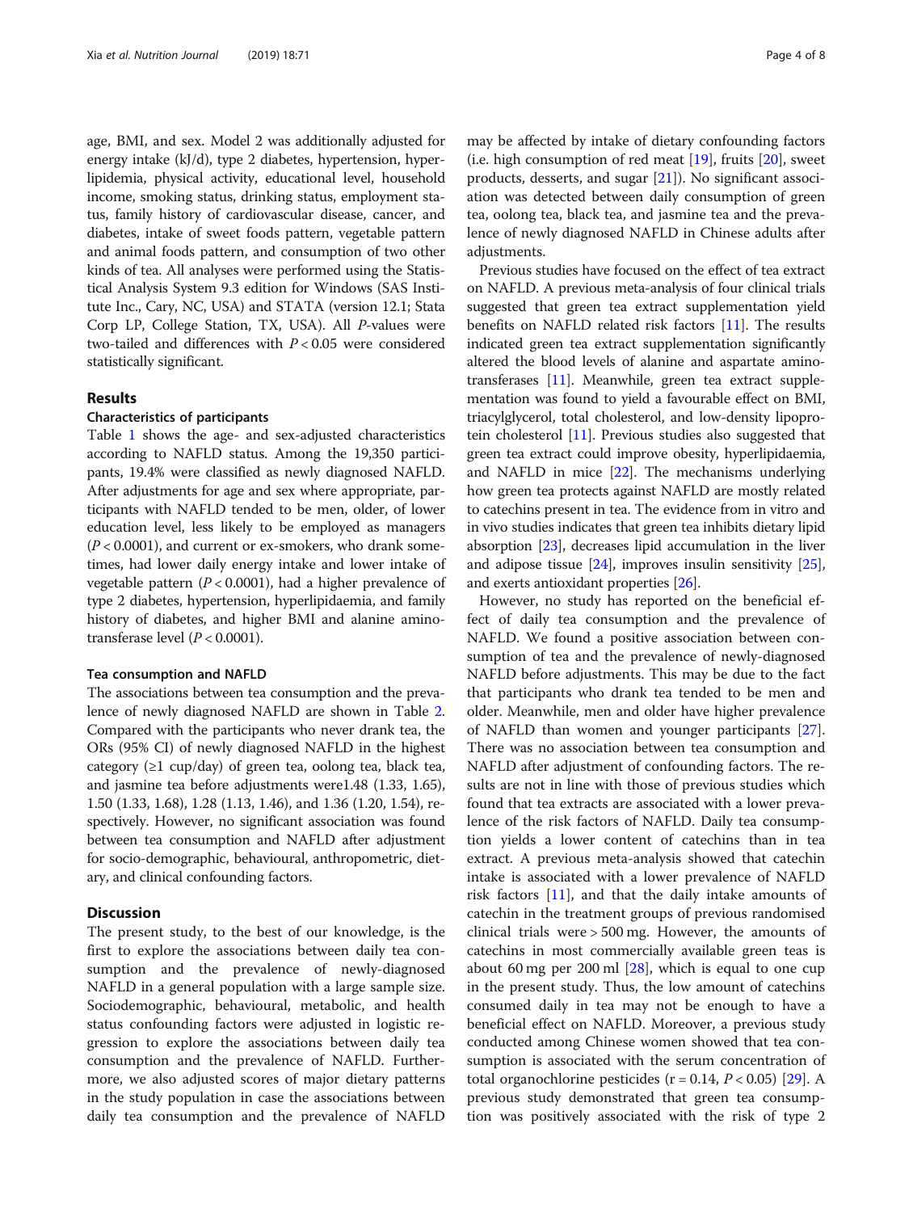age, BMI, and sex. Model 2 was additionally adjusted for energy intake (kJ/d), type 2 diabetes, hypertension, hyperlipidemia, physical activity, educational level, household income, smoking status, drinking status, employment status, family history of cardiovascular disease, cancer, and diabetes, intake of sweet foods pattern, vegetable pattern and animal foods pattern, and consumption of two other kinds of tea. All analyses were performed using the Statistical Analysis System 9.3 edition for Windows (SAS Institute Inc., Cary, NC, USA) and STATA (version 12.1; Stata Corp LP, College Station, TX, USA). All P-values were two-tailed and differences with $P < 0.05$ were considered statistically significant.

## Results

### Characteristics of participants

Table 1 shows the age- and sex-adjusted characteristics according to NAFLD status. Among the 19,350 participants, 19.4% were classified as newly diagnosed NAFLD. After adjustments for age and sex where appropriate, participants with NAFLD tended to be men, older, of lower education level, less likely to be employed as managers ($P < 0.0001$), and current or ex-smokers, who drank sometimes, had lower daily energy intake and lower intake of vegetable pattern ($P < 0.0001$), had a higher prevalence of type 2 diabetes, hypertension, hyperlipidaemia, and family history of diabetes, and higher BMI and alanine aminotransferase level ($P < 0.0001$).

### Tea consumption and NAFLD

The associations between tea consumption and the prevalence of newly diagnosed NAFLD are shown in Table 2. Compared with the participants who never drank tea, the ORs (95% CI) of newly diagnosed NAFLD in the highest category (≥1 cup/day) of green tea, oolong tea, black tea, and jasmine tea before adjustments were1.48 (1.33, 1.65), 1.50 (1.33, 1.68), 1.28 (1.13, 1.46), and 1.36 (1.20, 1.54), respectively. However, no significant association was found between tea consumption and NAFLD after adjustment for socio-demographic, behavioural, anthropometric, dietary, and clinical confounding factors.

## Discussion

The present study, to the best of our knowledge, is the first to explore the associations between daily tea consumption and the prevalence of newly-diagnosed NAFLD in a general population with a large sample size. Sociodemographic, behavioural, metabolic, and health status confounding factors were adjusted in logistic regression to explore the associations between daily tea consumption and the prevalence of NAFLD. Furthermore, we also adjusted scores of major dietary patterns in the study population in case the associations between daily tea consumption and the prevalence of NAFLD may be affected by intake of dietary confounding factors (i.e. high consumption of red meat [19], fruits [20], sweet products, desserts, and sugar [21]). No significant association was detected between daily consumption of green tea, oolong tea, black tea, and jasmine tea and the prevalence of newly diagnosed NAFLD in Chinese adults after adjustments.

Previous studies have focused on the effect of tea extract on NAFLD. A previous meta-analysis of four clinical trials suggested that green tea extract supplementation yield benefits on NAFLD related risk factors [11]. The results indicated green tea extract supplementation significantly altered the blood levels of alanine and aspartate aminotransferases [11]. Meanwhile, green tea extract supplementation was found to yield a favourable effect on BMI, triacylglycerol, total cholesterol, and low-density lipoprotein cholesterol [11]. Previous studies also suggested that green tea extract could improve obesity, hyperlipidaemia, and NAFLD in mice [22]. The mechanisms underlying how green tea protects against NAFLD are mostly related to catechins present in tea. The evidence from in vitro and in vivo studies indicates that green tea inhibits dietary lipid absorption [23], decreases lipid accumulation in the liver and adipose tissue [24], improves insulin sensitivity [25], and exerts antioxidant properties [26].

However, no study has reported on the beneficial effect of daily tea consumption and the prevalence of NAFLD. We found a positive association between consumption of tea and the prevalence of newly-diagnosed NAFLD before adjustments. This may be due to the fact that participants who drank tea tended to be men and older. Meanwhile, men and older have higher prevalence of NAFLD than women and younger participants [27]. There was no association between tea consumption and NAFLD after adjustment of confounding factors. The results are not in line with those of previous studies which found that tea extracts are associated with a lower prevalence of the risk factors of NAFLD. Daily tea consumption yields a lower content of catechins than in tea extract. A previous meta-analysis showed that catechin intake is associated with a lower prevalence of NAFLD risk factors [11], and that the daily intake amounts of catechin in the treatment groups of previous randomised clinical trials were > 500 mg. However, the amounts of catechins in most commercially available green teas is about 60 mg per 200 ml [28], which is equal to one cup in the present study. Thus, the low amount of catechins consumed daily in tea may not be enough to have a beneficial effect on NAFLD. Moreover, a previous study conducted among Chinese women showed that tea consumption is associated with the serum concentration of total organochlorine pesticides ($r = 0.14$, $P < 0.05$) [29]. A previous study demonstrated that green tea consumption was positively associated with the risk of type 2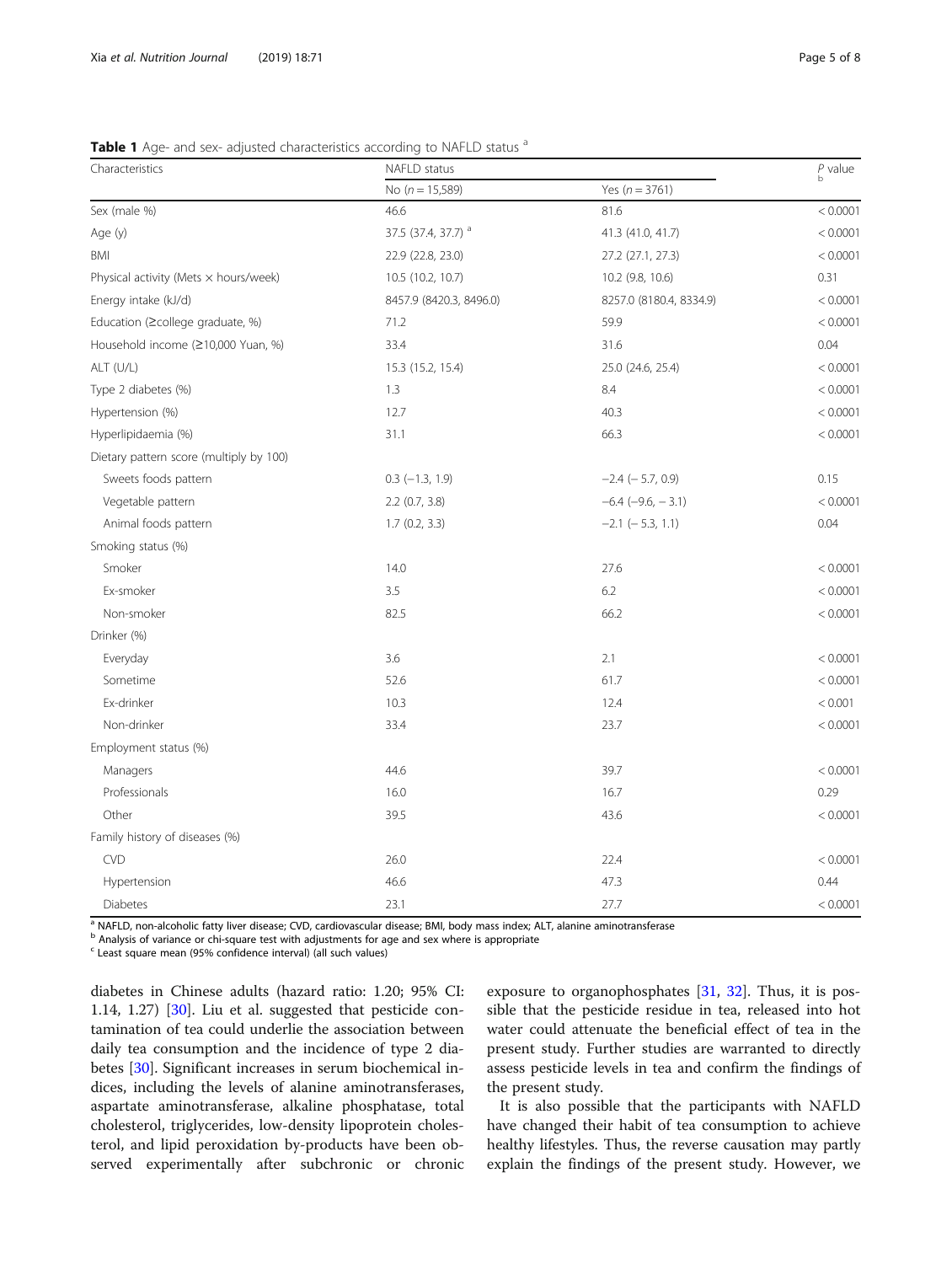**Table 1** Age- and sex- adjusted characteristics according to NAFLD status [a]

| Characteristics | NAFLD status | | P value [b] |
|---|---|---|---|
| | No ($n = 15,589$) | Yes ($n = 3761$) | |
| Sex (male %) | 46.6 | 81.6 | < 0.0001 |
| Age (y) | 37.5 (37.4, 37.7) [a] | 41.3 (41.0, 41.7) | < 0.0001 |
| BMI | 22.9 (22.8, 23.0) | 27.2 (27.1, 27.3) | < 0.0001 |
| Physical activity (Mets × hours/week) | 10.5 (10.2, 10.7) | 10.2 (9.8, 10.6) | 0.31 |
| Energy intake (kJ/d) | 8457.9 (8420.3, 8496.0) | 8257.0 (8180.4, 8334.9) | < 0.0001 |
| Education (≥college graduate, %) | 71.2 | 59.9 | < 0.0001 |
| Household income (≥10,000 Yuan, %) | 33.4 | 31.6 | 0.04 |
| ALT (U/L) | 15.3 (15.2, 15.4) | 25.0 (24.6, 25.4) | < 0.0001 |
| Type 2 diabetes (%) | 1.3 | 8.4 | < 0.0001 |
| Hypertension (%) | 12.7 | 40.3 | < 0.0001 |
| Hyperlipidaemia (%) | 31.1 | 66.3 | < 0.0001 |
| Dietary pattern score (multiply by 100) | | | |
| Sweets foods pattern | 0.3 (−1.3, 1.9) | −2.4 (− 5.7, 0.9) | 0.15 |
| Vegetable pattern | 2.2 (0.7, 3.8) | −6.4 (−9.6, − 3.1) | < 0.0001 |
| Animal foods pattern | 1.7 (0.2, 3.3) | −2.1 (− 5.3, 1.1) | 0.04 |
| Smoking status (%) | | | |
| Smoker | 14.0 | 27.6 | < 0.0001 |
| Ex-smoker | 3.5 | 6.2 | < 0.0001 |
| Non-smoker | 82.5 | 66.2 | < 0.0001 |
| Drinker (%) | | | |
| Everyday | 3.6 | 2.1 | < 0.0001 |
| Sometime | 52.6 | 61.7 | < 0.0001 |
| Ex-drinker | 10.3 | 12.4 | < 0.001 |
| Non-drinker | 33.4 | 23.7 | < 0.0001 |
| Employment status (%) | | | |
| Managers | 44.6 | 39.7 | < 0.0001 |
| Professionals | 16.0 | 16.7 | 0.29 |
| Other | 39.5 | 43.6 | < 0.0001 |
| Family history of diseases (%) | | | |
| CVD | 26.0 | 22.4 | < 0.0001 |
| Hypertension | 46.6 | 47.3 | 0.44 |
| Diabetes | 23.1 | 27.7 | < 0.0001 |

[a] NAFLD, non-alcoholic fatty liver disease; CVD, cardiovascular disease; BMI, body mass index; ALT, alanine aminotransferase
[b] Analysis of variance or chi-square test with adjustments for age and sex where is appropriate
[c] Least square mean (95% confidence interval) (all such values)

diabetes in Chinese adults (hazard ratio: 1.20; 95% CI: 1.14, 1.27) [30]. Liu et al. suggested that pesticide contamination of tea could underlie the association between daily tea consumption and the incidence of type 2 diabetes [30]. Significant increases in serum biochemical indices, including the levels of alanine aminotransferases, aspartate aminotransferase, alkaline phosphatase, total cholesterol, triglycerides, low-density lipoprotein cholesterol, and lipid peroxidation by-products have been observed experimentally after subchronic or chronic exposure to organophosphates [31, 32]. Thus, it is possible that the pesticide residue in tea, released into hot water could attenuate the beneficial effect of tea in the present study. Further studies are warranted to directly assess pesticide levels in tea and confirm the findings of the present study.

It is also possible that the participants with NAFLD have changed their habit of tea consumption to achieve healthy lifestyles. Thus, the reverse causation may partly explain the findings of the present study. However, we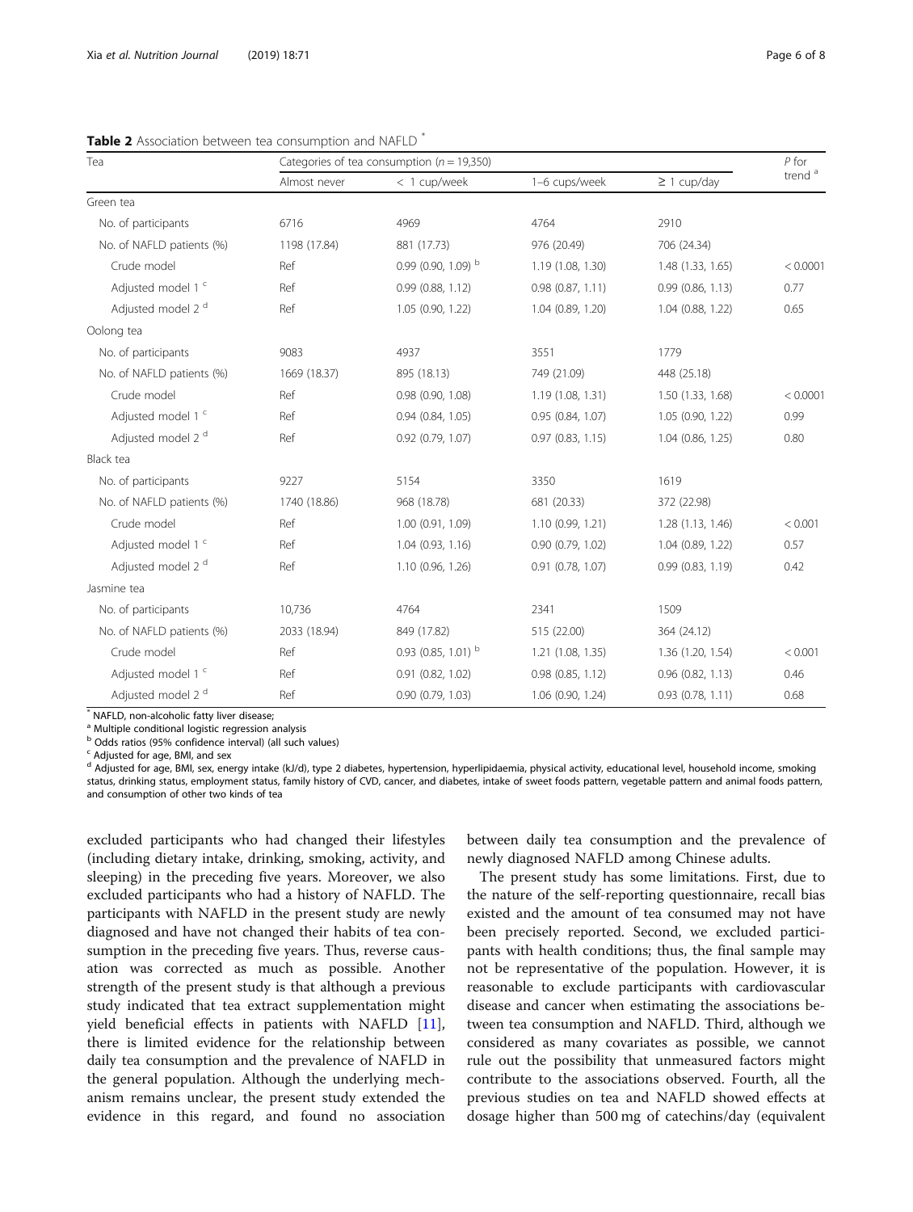**Table 2** Association between tea consumption and NAFLD [*]

| Tea | Categories of tea consumption ($n$ = 19,350) | | | | $P$ for trend [a] |
|---|---|---|---|---|---|
| | Almost never | < 1 cup/week | 1–6 cups/week | ≥ 1 cup/day | |
| Green tea | | | | | |
| No. of participants | 6716 | 4969 | 4764 | 2910 | |
| No. of NAFLD patients (%) | 1198 (17.84) | 881 (17.73) | 976 (20.49) | 706 (24.34) | |
| Crude model | Ref | 0.99 (0.90, 1.09) [b] | 1.19 (1.08, 1.30) | 1.48 (1.33, 1.65) | < 0.0001 |
| Adjusted model 1 [c] | Ref | 0.99 (0.88, 1.12) | 0.98 (0.87, 1.11) | 0.99 (0.86, 1.13) | 0.77 |
| Adjusted model 2 [d] | Ref | 1.05 (0.90, 1.22) | 1.04 (0.89, 1.20) | 1.04 (0.88, 1.22) | 0.65 |
| Oolong tea | | | | | |
| No. of participants | 9083 | 4937 | 3551 | 1779 | |
| No. of NAFLD patients (%) | 1669 (18.37) | 895 (18.13) | 749 (21.09) | 448 (25.18) | |
| Crude model | Ref | 0.98 (0.90, 1.08) | 1.19 (1.08, 1.31) | 1.50 (1.33, 1.68) | < 0.0001 |
| Adjusted model 1 [c] | Ref | 0.94 (0.84, 1.05) | 0.95 (0.84, 1.07) | 1.05 (0.90, 1.22) | 0.99 |
| Adjusted model 2 [d] | Ref | 0.92 (0.79, 1.07) | 0.97 (0.83, 1.15) | 1.04 (0.86, 1.25) | 0.80 |
| Black tea | | | | | |
| No. of participants | 9227 | 5154 | 3350 | 1619 | |
| No. of NAFLD patients (%) | 1740 (18.86) | 968 (18.78) | 681 (20.33) | 372 (22.98) | |
| Crude model | Ref | 1.00 (0.91, 1.09) | 1.10 (0.99, 1.21) | 1.28 (1.13, 1.46) | < 0.001 |
| Adjusted model 1 [c] | Ref | 1.04 (0.93, 1.16) | 0.90 (0.79, 1.02) | 1.04 (0.89, 1.22) | 0.57 |
| Adjusted model 2 [d] | Ref | 1.10 (0.96, 1.26) | 0.91 (0.78, 1.07) | 0.99 (0.83, 1.19) | 0.42 |
| Jasmine tea | | | | | |
| No. of participants | 10,736 | 4764 | 2341 | 1509 | |
| No. of NAFLD patients (%) | 2033 (18.94) | 849 (17.82) | 515 (22.00) | 364 (24.12) | |
| Crude model | Ref | 0.93 (0.85, 1.01) [b] | 1.21 (1.08, 1.35) | 1.36 (1.20, 1.54) | < 0.001 |
| Adjusted model 1 [c] | Ref | 0.91 (0.82, 1.02) | 0.98 (0.85, 1.12) | 0.96 (0.82, 1.13) | 0.46 |
| Adjusted model 2 [d] | Ref | 0.90 (0.79, 1.03) | 1.06 (0.90, 1.24) | 0.93 (0.78, 1.11) | 0.68 |

[*] NAFLD, non-alcoholic fatty liver disease;
[a] Multiple conditional logistic regression analysis
[b] Odds ratios (95% confidence interval) (all such values)
[c] Adjusted for age, BMI, and sex
[d] Adjusted for age, BMI, sex, energy intake (kJ/d), type 2 diabetes, hypertension, hyperlipidaemia, physical activity, educational level, household income, smoking status, drinking status, employment status, family history of CVD, cancer, and diabetes, intake of sweet foods pattern, vegetable pattern and animal foods pattern, and consumption of other two kinds of tea

excluded participants who had changed their lifestyles (including dietary intake, drinking, smoking, activity, and sleeping) in the preceding five years. Moreover, we also excluded participants who had a history of NAFLD. The participants with NAFLD in the present study are newly diagnosed and have not changed their habits of tea consumption in the preceding five years. Thus, reverse causation was corrected as much as possible. Another strength of the present study is that although a previous study indicated that tea extract supplementation might yield beneficial effects in patients with NAFLD [11], there is limited evidence for the relationship between daily tea consumption and the prevalence of NAFLD in the general population. Although the underlying mechanism remains unclear, the present study extended the evidence in this regard, and found no association between daily tea consumption and the prevalence of newly diagnosed NAFLD among Chinese adults.

The present study has some limitations. First, due to the nature of the self-reporting questionnaire, recall bias existed and the amount of tea consumed may not have been precisely reported. Second, we excluded participants with health conditions; thus, the final sample may not be representative of the population. However, it is reasonable to exclude participants with cardiovascular disease and cancer when estimating the associations between tea consumption and NAFLD. Third, although we considered as many covariates as possible, we cannot rule out the possibility that unmeasured factors might contribute to the associations observed. Fourth, all the previous studies on tea and NAFLD showed effects at dosage higher than 500 mg of catechins/day (equivalent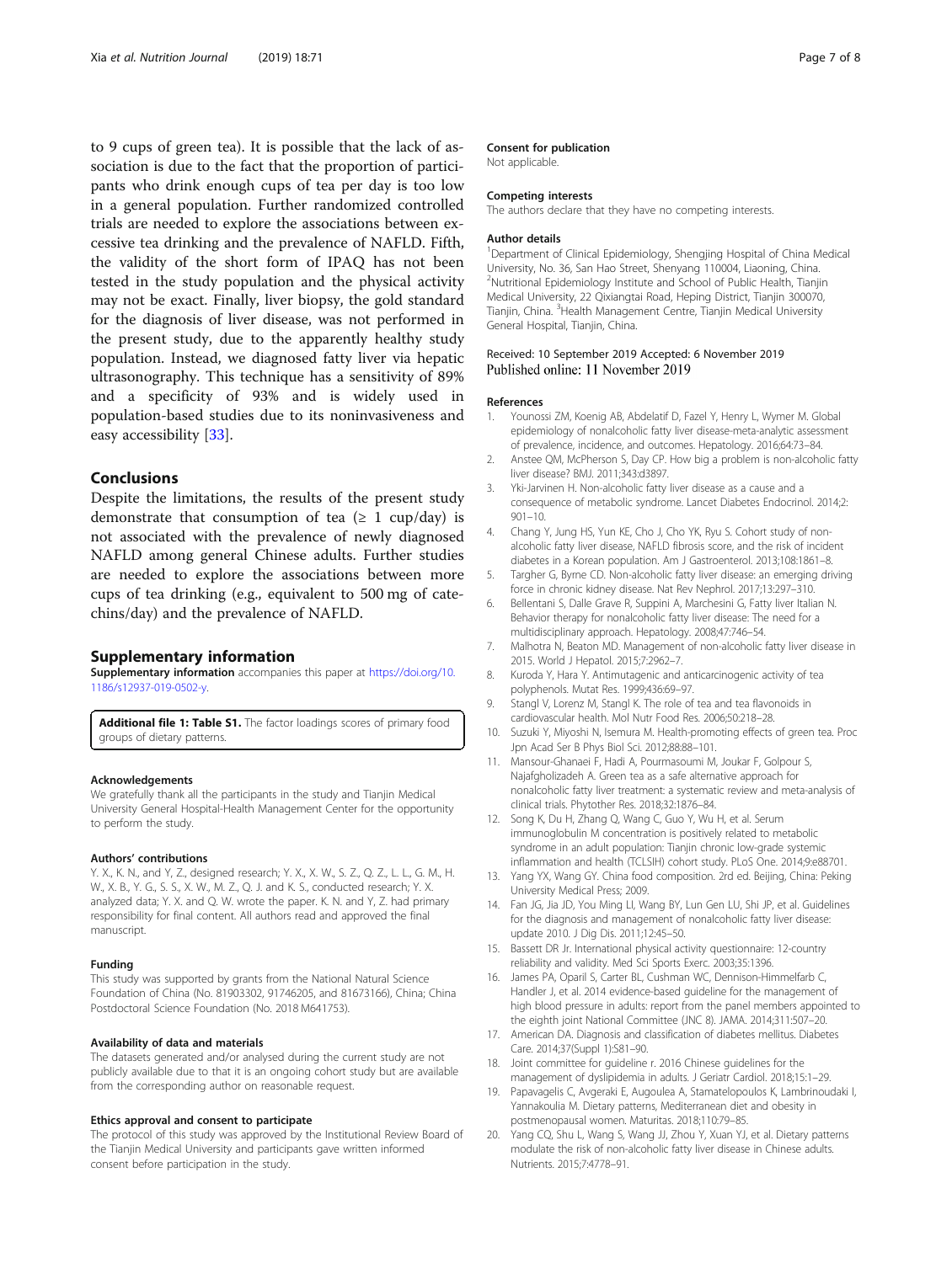to 9 cups of green tea). It is possible that the lack of association is due to the fact that the proportion of participants who drink enough cups of tea per day is too low in a general population. Further randomized controlled trials are needed to explore the associations between excessive tea drinking and the prevalence of NAFLD. Fifth, the validity of the short form of IPAQ has not been tested in the study population and the physical activity may not be exact. Finally, liver biopsy, the gold standard for the diagnosis of liver disease, was not performed in the present study, due to the apparently healthy study population. Instead, we diagnosed fatty liver via hepatic ultrasonography. This technique has a sensitivity of 89% and a specificity of 93% and is widely used in population-based studies due to its noninvasiveness and easy accessibility [33].

## Conclusions

Despite the limitations, the results of the present study demonstrate that consumption of tea (≥ 1 cup/day) is not associated with the prevalence of newly diagnosed NAFLD among general Chinese adults. Further studies are needed to explore the associations between more cups of tea drinking (e.g., equivalent to 500 mg of catechins/day) and the prevalence of NAFLD.

## Supplementary information

**Supplementary information** accompanies this paper at https://doi.org/10.1186/s12937-019-0502-y.

**Additional file 1: Table S1.** The factor loadings scores of primary food groups of dietary patterns.

#### Acknowledgements

We gratefully thank all the participants in the study and Tianjin Medical University General Hospital-Health Management Center for the opportunity to perform the study.

#### Authors' contributions

Y. X., K. N., and Y, Z., designed research; Y. X., X. W., S. Z., Q. Z., L. L., G. M., H. W., X. B., Y. G., S. S., X. W., M. Z., Q. J. and K. S., conducted research; Y. X. analyzed data; Y. X. and Q. W. wrote the paper. K. N. and Y, Z. had primary responsibility for final content. All authors read and approved the final manuscript.

#### Funding

This study was supported by grants from the National Natural Science Foundation of China (No. 81903302, 91746205, and 81673166), China; China Postdoctoral Science Foundation (No. 2018 M641753).

#### Availability of data and materials

The datasets generated and/or analysed during the current study are not publicly available due to that it is an ongoing cohort study but are available from the corresponding author on reasonable request.

#### Ethics approval and consent to participate

The protocol of this study was approved by the Institutional Review Board of the Tianjin Medical University and participants gave written informed consent before participation in the study.

#### Consent for publication

Not applicable.

#### Competing interests

The authors declare that they have no competing interests.

#### Author details

[1]Department of Clinical Epidemiology, Shengjing Hospital of China Medical University, No. 36, San Hao Street, Shenyang 110004, Liaoning, China. [2]Nutritional Epidemiology Institute and School of Public Health, Tianjin Medical University, 22 Qixiangtai Road, Heping District, Tianjin 300070, Tianjin, China. [3]Health Management Centre, Tianjin Medical University General Hospital, Tianjin, China.

Received: 10 September 2019 Accepted: 6 November 2019
Published online: 11 November 2019

#### References

1. Younossi ZM, Koenig AB, Abdelatif D, Fazel Y, Henry L, Wymer M. Global epidemiology of nonalcoholic fatty liver disease-meta-analytic assessment of prevalence, incidence, and outcomes. Hepatology. 2016;64:73–84.
2. Anstee QM, McPherson S, Day CP. How big a problem is non-alcoholic fatty liver disease? BMJ. 2011;343:d3897.
3. Yki-Jarvinen H. Non-alcoholic fatty liver disease as a cause and a consequence of metabolic syndrome. Lancet Diabetes Endocrinol. 2014;2:901–10.
4. Chang Y, Jung HS, Yun KE, Cho J, Cho YK, Ryu S. Cohort study of non-alcoholic fatty liver disease, NAFLD fibrosis score, and the risk of incident diabetes in a Korean population. Am J Gastroenterol. 2013;108:1861–8.
5. Targher G, Byrne CD. Non-alcoholic fatty liver disease: an emerging driving force in chronic kidney disease. Nat Rev Nephrol. 2017;13:297–310.
6. Bellentani S, Dalle Grave R, Suppini A, Marchesini G, Fatty liver Italian N. Behavior therapy for nonalcoholic fatty liver disease: The need for a multidisciplinary approach. Hepatology. 2008;47:746–54.
7. Malhotra N, Beaton MD. Management of non-alcoholic fatty liver disease in 2015. World J Hepatol. 2015;7:2962–7.
8. Kuroda Y, Hara Y. Antimutagenic and anticarcinogenic activity of tea polyphenols. Mutat Res. 1999;436:69–97.
9. Stangl V, Lorenz M, Stangl K. The role of tea and tea flavonoids in cardiovascular health. Mol Nutr Food Res. 2006;50:218–28.
10. Suzuki Y, Miyoshi N, Isemura M. Health-promoting effects of green tea. Proc Jpn Acad Ser B Phys Biol Sci. 2012;88:88–101.
11. Mansour-Ghanaei F, Hadi A, Pourmasoumi M, Joukar F, Golpour S, Najafgholizadeh A. Green tea as a safe alternative approach for nonalcoholic fatty liver treatment: a systematic review and meta-analysis of clinical trials. Phytother Res. 2018;32:1876–84.
12. Song K, Du H, Zhang Q, Wang C, Guo Y, Wu H, et al. Serum immunoglobulin M concentration is positively related to metabolic syndrome in an adult population: Tianjin chronic low-grade systemic inflammation and health (TCLSIH) cohort study. PLoS One. 2014;9:e88701.
13. Yang YX, Wang GY. China food composition. 2rd ed. Beijing, China: Peking University Medical Press; 2009.
14. Fan JG, Jia JD, You Ming LI, Wang BY, Lun Gen LU, Shi JP, et al. Guidelines for the diagnosis and management of nonalcoholic fatty liver disease: update 2010. J Dig Dis. 2011;12:45–50.
15. Bassett DR Jr. International physical activity questionnaire: 12-country reliability and validity. Med Sci Sports Exerc. 2003;35:1396.
16. James PA, Oparil S, Carter BL, Cushman WC, Dennison-Himmelfarb C, Handler J, et al. 2014 evidence-based guideline for the management of high blood pressure in adults: report from the panel members appointed to the eighth joint National Committee (JNC 8). JAMA. 2014;311:507–20.
17. American DA. Diagnosis and classification of diabetes mellitus. Diabetes Care. 2014;37(Suppl 1):S81–90.
18. Joint committee for guideline r. 2016 Chinese guidelines for the management of dyslipidemia in adults. J Geriatr Cardiol. 2018;15:1–29.
19. Papavagelis C, Avgeraki E, Augoulea A, Stamatelopoulos K, Lambrinoudaki I, Yannakoulia M. Dietary patterns, Mediterranean diet and obesity in postmenopausal women. Maturitas. 2018;110:79–85.
20. Yang CQ, Shu L, Wang S, Wang JJ, Zhou Y, Xuan YJ, et al. Dietary patterns modulate the risk of non-alcoholic fatty liver disease in Chinese adults. Nutrients. 2015;7:4778–91.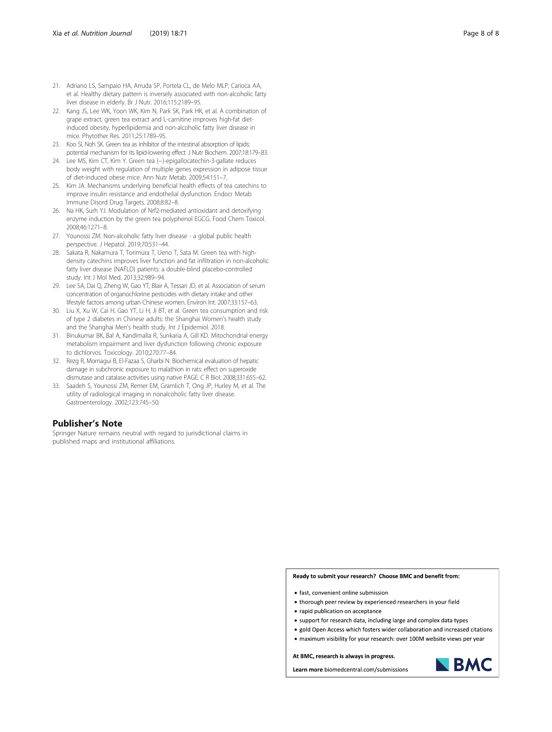21. Adriano LS, Sampaio HA, Arruda SP, Portela CL, de Melo MLP, Carioca AA, et al. Healthy dietary pattern is inversely associated with non-alcoholic fatty liver disease in elderly. Br J Nutr. 2016;115:2189–95.
22. Kang JS, Lee WK, Yoon WK, Kim N, Park SK, Park HK, et al. A combination of grape extract, green tea extract and L-carnitine improves high-fat diet-induced obesity, hyperlipidemia and non-alcoholic fatty liver disease in mice. Phytother Res. 2011;25:1789–95.
23. Koo SI, Noh SK. Green tea as inhibitor of the intestinal absorption of lipids: potential mechanism for its lipid-lowering effect. J Nutr Biochem. 2007;18:179–83.
24. Lee MS, Kim CT, Kim Y. Green tea (−)-epigallocatechin-3-gallate reduces body weight with regulation of multiple genes expression in adipose tissue of diet-induced obese mice. Ann Nutr Metab. 2009;54:151–7.
25. Kim JA. Mechanisms underlying beneficial health effects of tea catechins to improve insulin resistance and endothelial dysfunction. Endocr Metab Immune Disord Drug Targets. 2008;8:82–8.
26. Na HK, Surh YJ. Modulation of Nrf2-mediated antioxidant and detoxifying enzyme induction by the green tea polyphenol EGCG. Food Chem Toxicol. 2008;46:1271–8.
27. Younossi ZM. Non-alcoholic fatty liver disease - a global public health perspective. J Hepatol. 2019;70:531–44.
28. Sakata R, Nakamura T, Torimura T, Ueno T, Sata M. Green tea with high-density catechins improves liver function and fat infiltration in non-alcoholic fatty liver disease (NAFLD) patients: a double-blind placebo-controlled study. Int J Mol Med. 2013;32:989–94.
29. Lee SA, Dai Q, Zheng W, Gao YT, Blair A, Tessari JD, et al. Association of serum concentration of organochlorine pesticides with dietary intake and other lifestyle factors among urban Chinese women. Environ Int. 2007;33:157–63.
30. Liu X, Xu W, Cai H, Gao YT, Li H, Ji BT, et al. Green tea consumption and risk of type 2 diabetes in Chinese adults: the Shanghai Women's health study and the Shanghai Men's health study. Int J Epidemiol. 2018.
31. Binukumar BK, Bal A, Kandimalla R, Sunkaria A, Gill KD. Mitochondrial energy metabolism impairment and liver dysfunction following chronic exposure to dichlorvos. Toxicology. 2010;270:77–84.
32. Rezg R, Mornagui B, El-Fazaa S, Gharbi N. Biochemical evaluation of hepatic damage in subchronic exposure to malathion in rats: effect on superoxide dismutase and catalase activities using native PAGE. C R Biol. 2008;331:655–62.
33. Saadeh S, Younossi ZM, Remer EM, Gramlich T, Ong JP, Hurley M, et al. The utility of radiological imaging in nonalcoholic fatty liver disease. Gastroenterology. 2002;123:745–50.

## Publisher's Note

Springer Nature remains neutral with regard to jurisdictional claims in published maps and institutional affiliations.

**Ready to submit your research? Choose BMC and benefit from:**

- fast, convenient online submission
- thorough peer review by experienced researchers in your field
- rapid publication on acceptance
- support for research data, including large and complex data types
- gold Open Access which fosters wider collaboration and increased citations
- maximum visibility for your research: over 100M website views per year

**At BMC, research is always in progress.**

**Learn more** biomedcentral.com/submissions

BMC